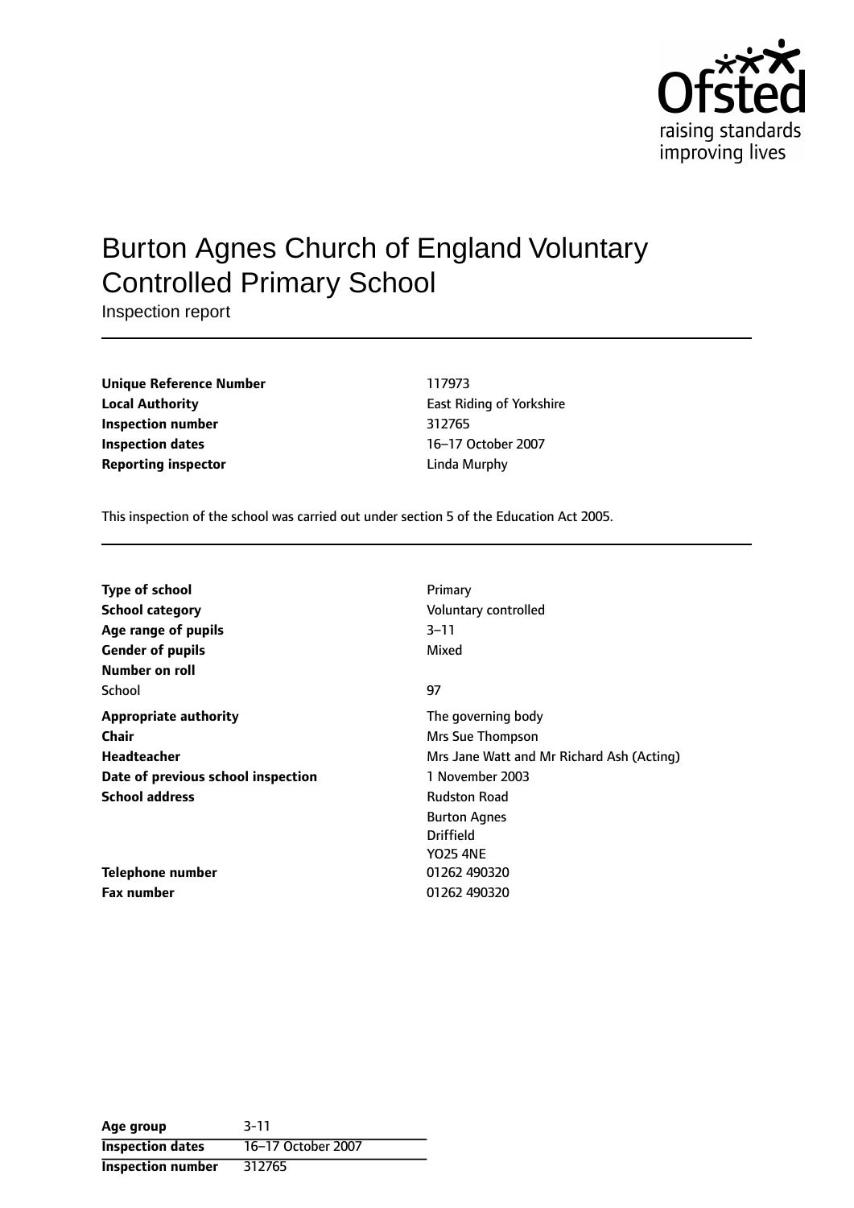# Burton Agnes Church of England Voluntary Controlled Primary School

Inspection report

| | |
|---|---|
| **Unique Reference Number** | 117973 |
| **Local Authority** | East Riding of Yorkshire |
| **Inspection number** | 312765 |
| **Inspection dates** | 16–17 October 2007 |
| **Reporting inspector** | Linda Murphy |

This inspection of the school was carried out under section 5 of the Education Act 2005.

| | |
|---|---|
| **Type of school** | Primary |
| **School category** | Voluntary controlled |
| **Age range of pupils** | 3–11 |
| **Gender of pupils** | Mixed |
| **Number on roll** | |
| School | 97 |
| **Appropriate authority** | The governing body |
| **Chair** | Mrs Sue Thompson |
| **Headteacher** | Mrs Jane Watt and Mr Richard Ash (Acting) |
| **Date of previous school inspection** | 1 November 2003 |
| **School address** | Rudston Road<br>Burton Agnes<br>Driffield<br>YO25 4NE |
| **Telephone number** | 01262 490320 |
| **Fax number** | 01262 490320 |

| | |
|---|---|
| **Age group** | 3-11 |
| **Inspection dates** | 16–17 October 2007 |
| **Inspection number** | 312765 |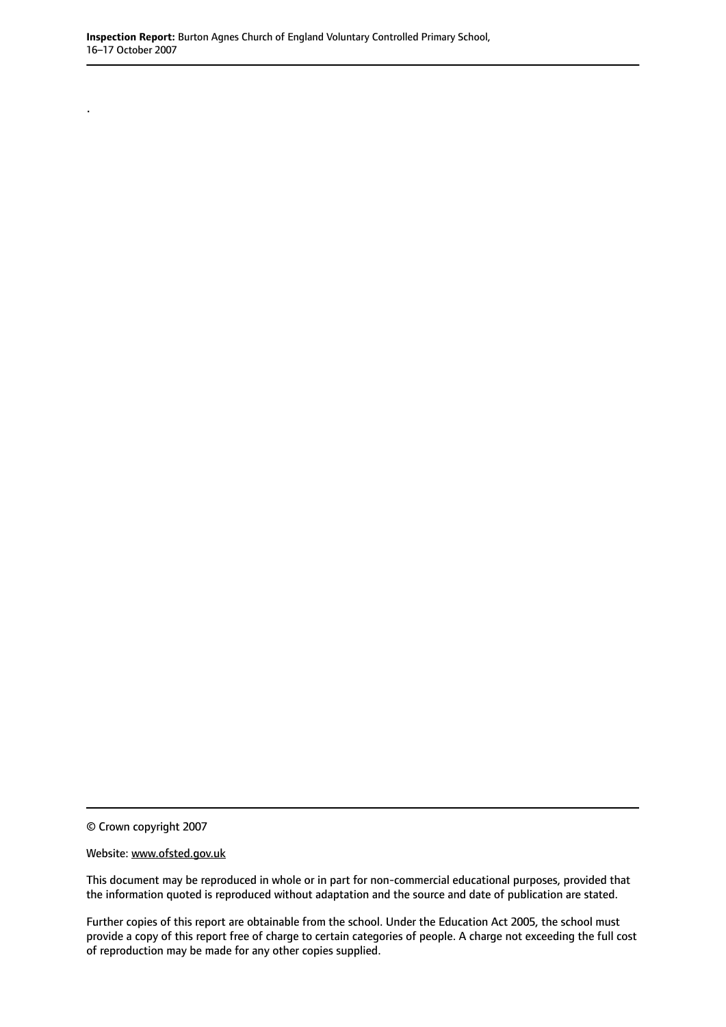.

© Crown copyright 2007

Website: www.ofsted.gov.uk

This document may be reproduced in whole or in part for non-commercial educational purposes, provided that the information quoted is reproduced without adaptation and the source and date of publication are stated.

Further copies of this report are obtainable from the school. Under the Education Act 2005, the school must provide a copy of this report free of charge to certain categories of people. A charge not exceeding the full cost of reproduction may be made for any other copies supplied.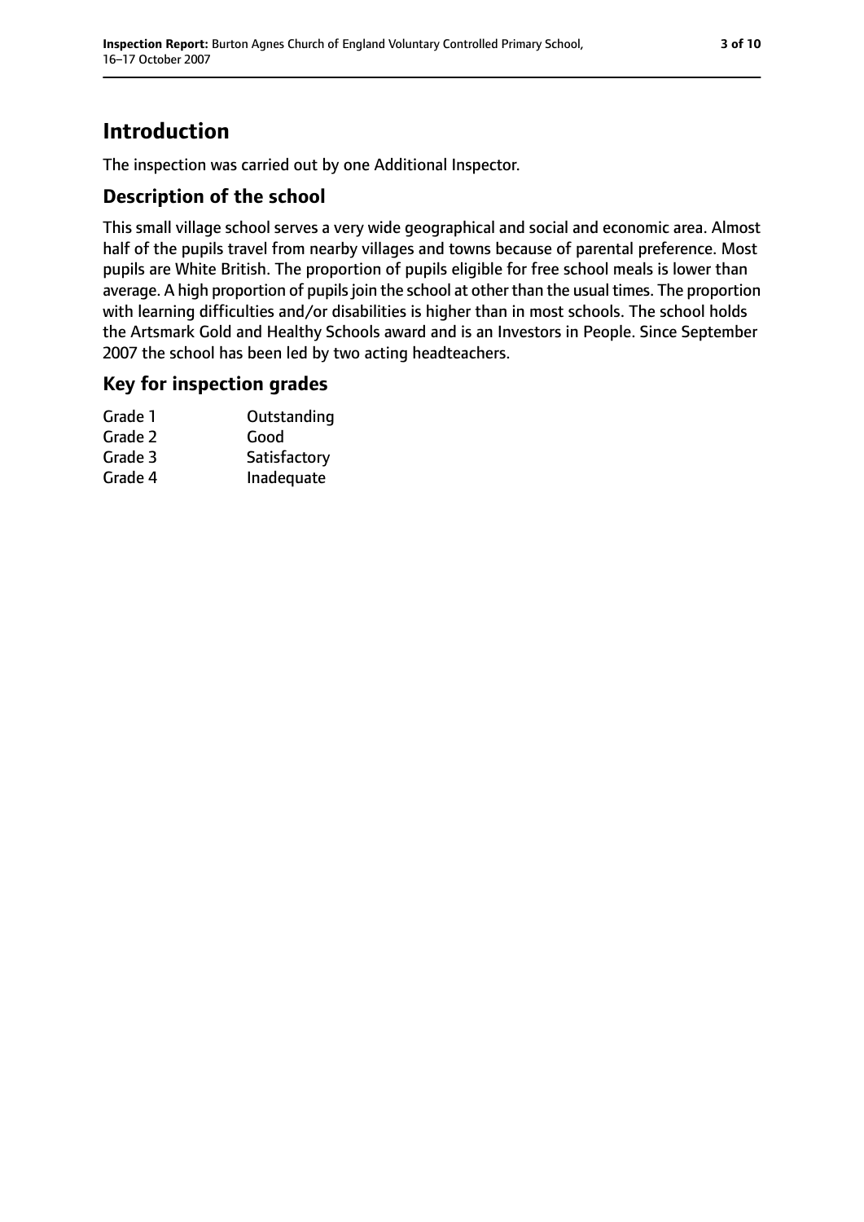# Introduction

The inspection was carried out by one Additional Inspector.

## Description of the school

This small village school serves a very wide geographical and social and economic area. Almost half of the pupils travel from nearby villages and towns because of parental preference. Most pupils are White British. The proportion of pupils eligible for free school meals is lower than average. A high proportion of pupils join the school at other than the usual times. The proportion with learning difficulties and/or disabilities is higher than in most schools. The school holds the Artsmark Gold and Healthy Schools award and is an Investors in People. Since September 2007 the school has been led by two acting headteachers.

## Key for inspection grades

| | |
|---|---|
| Grade 1 | Outstanding |
| Grade 2 | Good |
| Grade 3 | Satisfactory |
| Grade 4 | Inadequate |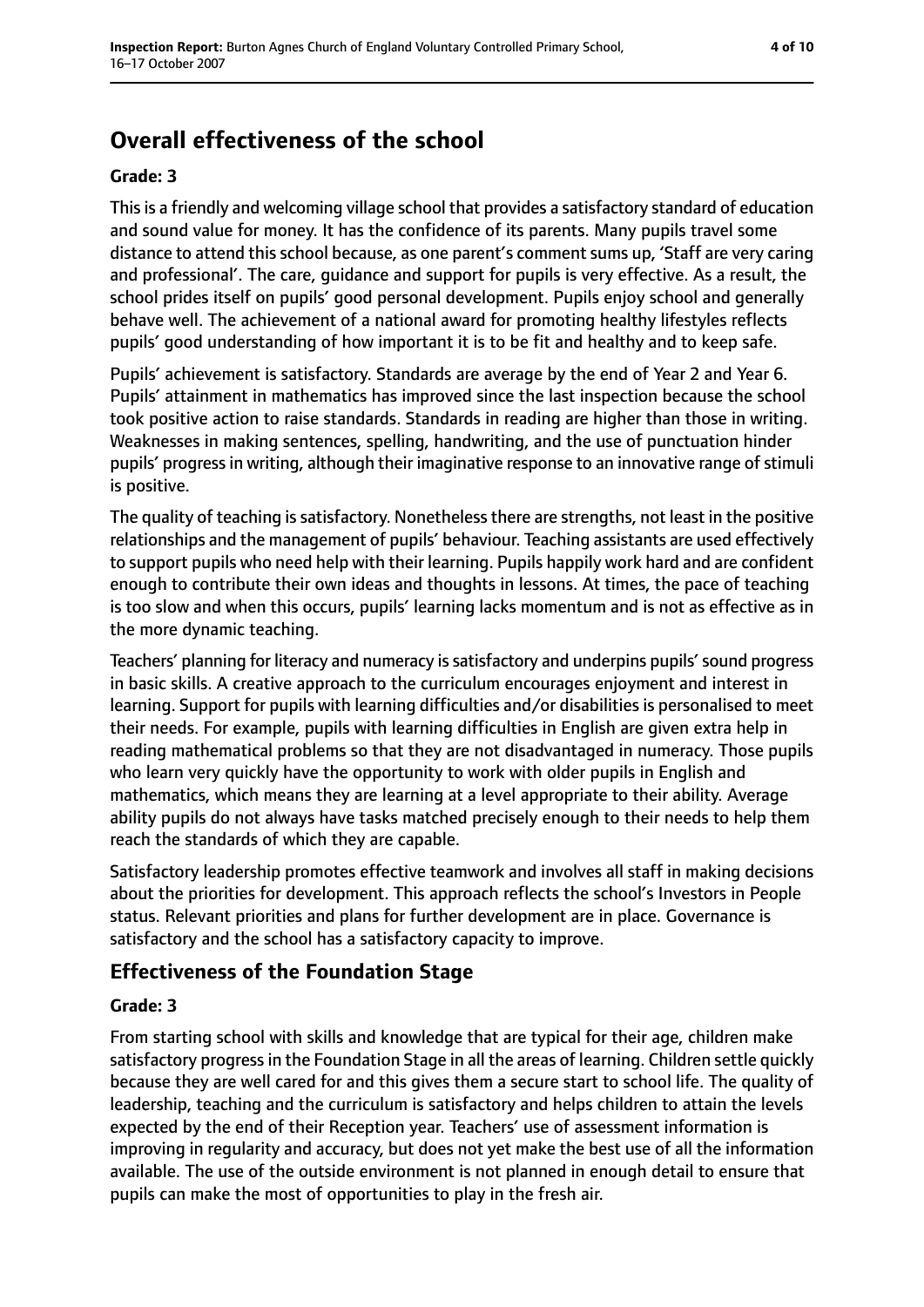# Overall effectiveness of the school

**Grade: 3**

This is a friendly and welcoming village school that provides a satisfactory standard of education and sound value for money. It has the confidence of its parents. Many pupils travel some distance to attend this school because, as one parent's comment sums up, 'Staff are very caring and professional'. The care, guidance and support for pupils is very effective. As a result, the school prides itself on pupils' good personal development. Pupils enjoy school and generally behave well. The achievement of a national award for promoting healthy lifestyles reflects pupils' good understanding of how important it is to be fit and healthy and to keep safe.

Pupils' achievement is satisfactory. Standards are average by the end of Year 2 and Year 6. Pupils' attainment in mathematics has improved since the last inspection because the school took positive action to raise standards. Standards in reading are higher than those in writing. Weaknesses in making sentences, spelling, handwriting, and the use of punctuation hinder pupils' progress in writing, although their imaginative response to an innovative range of stimuli is positive.

The quality of teaching is satisfactory. Nonetheless there are strengths, not least in the positive relationships and the management of pupils' behaviour. Teaching assistants are used effectively to support pupils who need help with their learning. Pupils happily work hard and are confident enough to contribute their own ideas and thoughts in lessons. At times, the pace of teaching is too slow and when this occurs, pupils' learning lacks momentum and is not as effective as in the more dynamic teaching.

Teachers' planning for literacy and numeracy is satisfactory and underpins pupils' sound progress in basic skills. A creative approach to the curriculum encourages enjoyment and interest in learning. Support for pupils with learning difficulties and/or disabilities is personalised to meet their needs. For example, pupils with learning difficulties in English are given extra help in reading mathematical problems so that they are not disadvantaged in numeracy. Those pupils who learn very quickly have the opportunity to work with older pupils in English and mathematics, which means they are learning at a level appropriate to their ability. Average ability pupils do not always have tasks matched precisely enough to their needs to help them reach the standards of which they are capable.

Satisfactory leadership promotes effective teamwork and involves all staff in making decisions about the priorities for development. This approach reflects the school's Investors in People status. Relevant priorities and plans for further development are in place. Governance is satisfactory and the school has a satisfactory capacity to improve.

## Effectiveness of the Foundation Stage

**Grade: 3**

From starting school with skills and knowledge that are typical for their age, children make satisfactory progress in the Foundation Stage in all the areas of learning. Children settle quickly because they are well cared for and this gives them a secure start to school life. The quality of leadership, teaching and the curriculum is satisfactory and helps children to attain the levels expected by the end of their Reception year. Teachers' use of assessment information is improving in regularity and accuracy, but does not yet make the best use of all the information available. The use of the outside environment is not planned in enough detail to ensure that pupils can make the most of opportunities to play in the fresh air.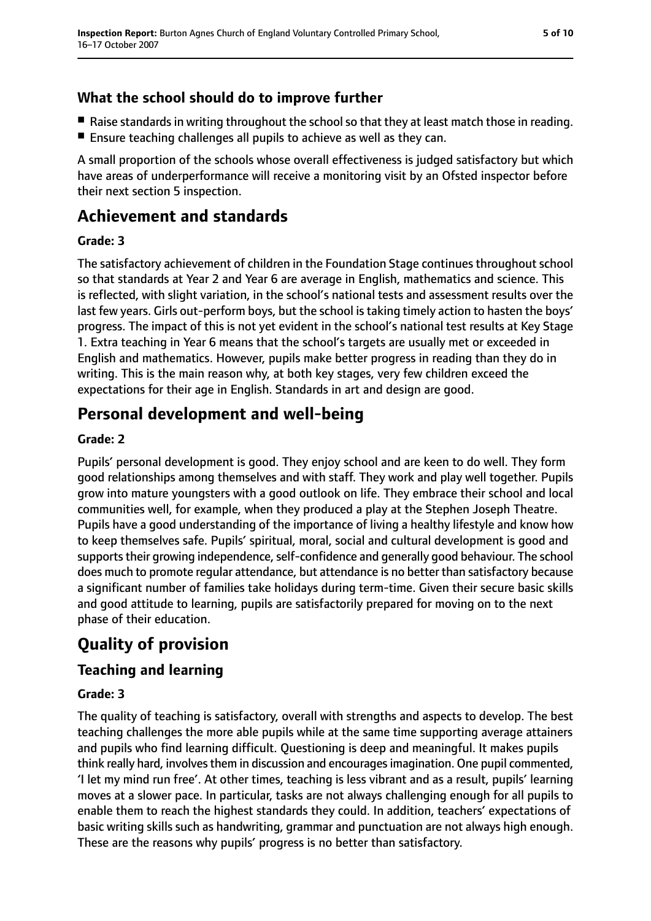### What the school should do to improve further

- Raise standards in writing throughout the school so that they at least match those in reading.
- Ensure teaching challenges all pupils to achieve as well as they can.

A small proportion of the schools whose overall effectiveness is judged satisfactory but which have areas of underperformance will receive a monitoring visit by an Ofsted inspector before their next section 5 inspection.

## Achievement and standards

**Grade: 3**

The satisfactory achievement of children in the Foundation Stage continues throughout school so that standards at Year 2 and Year 6 are average in English, mathematics and science. This is reflected, with slight variation, in the school's national tests and assessment results over the last few years. Girls out-perform boys, but the school is taking timely action to hasten the boys' progress. The impact of this is not yet evident in the school's national test results at Key Stage 1. Extra teaching in Year 6 means that the school's targets are usually met or exceeded in English and mathematics. However, pupils make better progress in reading than they do in writing. This is the main reason why, at both key stages, very few children exceed the expectations for their age in English. Standards in art and design are good.

## Personal development and well-being

**Grade: 2**

Pupils' personal development is good. They enjoy school and are keen to do well. They form good relationships among themselves and with staff. They work and play well together. Pupils grow into mature youngsters with a good outlook on life. They embrace their school and local communities well, for example, when they produced a play at the Stephen Joseph Theatre. Pupils have a good understanding of the importance of living a healthy lifestyle and know how to keep themselves safe. Pupils' spiritual, moral, social and cultural development is good and supports their growing independence, self-confidence and generally good behaviour. The school does much to promote regular attendance, but attendance is no better than satisfactory because a significant number of families take holidays during term-time. Given their secure basic skills and good attitude to learning, pupils are satisfactorily prepared for moving on to the next phase of their education.

# Quality of provision

## Teaching and learning

**Grade: 3**

The quality of teaching is satisfactory, overall with strengths and aspects to develop. The best teaching challenges the more able pupils while at the same time supporting average attainers and pupils who find learning difficult. Questioning is deep and meaningful. It makes pupils think really hard, involves them in discussion and encourages imagination. One pupil commented, 'I let my mind run free'. At other times, teaching is less vibrant and as a result, pupils' learning moves at a slower pace. In particular, tasks are not always challenging enough for all pupils to enable them to reach the highest standards they could. In addition, teachers' expectations of basic writing skills such as handwriting, grammar and punctuation are not always high enough. These are the reasons why pupils' progress is no better than satisfactory.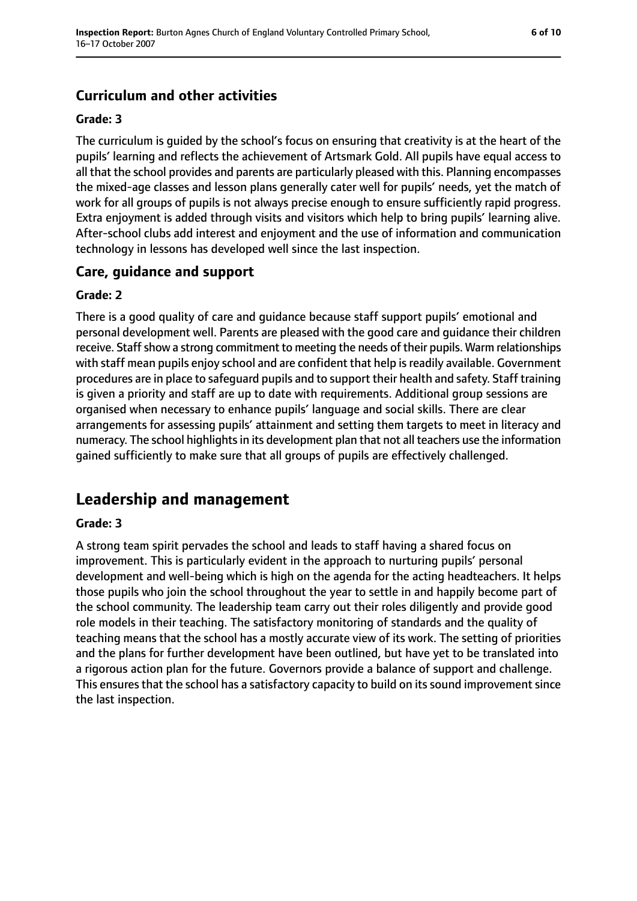### Curriculum and other activities

#### Grade: 3

The curriculum is guided by the school's focus on ensuring that creativity is at the heart of the pupils' learning and reflects the achievement of Artsmark Gold. All pupils have equal access to all that the school provides and parents are particularly pleased with this. Planning encompasses the mixed-age classes and lesson plans generally cater well for pupils' needs, yet the match of work for all groups of pupils is not always precise enough to ensure sufficiently rapid progress. Extra enjoyment is added through visits and visitors which help to bring pupils' learning alive. After-school clubs add interest and enjoyment and the use of information and communication technology in lessons has developed well since the last inspection.

### Care, guidance and support

#### Grade: 2

There is a good quality of care and guidance because staff support pupils' emotional and personal development well. Parents are pleased with the good care and guidance their children receive. Staff show a strong commitment to meeting the needs of their pupils. Warm relationships with staff mean pupils enjoy school and are confident that help is readily available. Government procedures are in place to safeguard pupils and to support their health and safety. Staff training is given a priority and staff are up to date with requirements. Additional group sessions are organised when necessary to enhance pupils' language and social skills. There are clear arrangements for assessing pupils' attainment and setting them targets to meet in literacy and numeracy. The school highlights in its development plan that not all teachers use the information gained sufficiently to make sure that all groups of pupils are effectively challenged.

## Leadership and management

#### Grade: 3

A strong team spirit pervades the school and leads to staff having a shared focus on improvement. This is particularly evident in the approach to nurturing pupils' personal development and well-being which is high on the agenda for the acting headteachers. It helps those pupils who join the school throughout the year to settle in and happily become part of the school community. The leadership team carry out their roles diligently and provide good role models in their teaching. The satisfactory monitoring of standards and the quality of teaching means that the school has a mostly accurate view of its work. The setting of priorities and the plans for further development have been outlined, but have yet to be translated into a rigorous action plan for the future. Governors provide a balance of support and challenge. This ensures that the school has a satisfactory capacity to build on its sound improvement since the last inspection.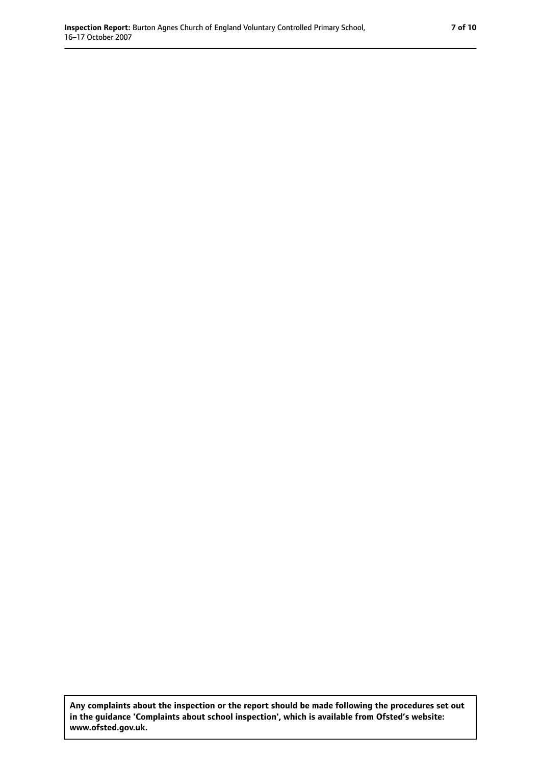**Any complaints about the inspection or the report should be made following the procedures set out in the guidance 'Complaints about school inspection', which is available from Ofsted's website: www.ofsted.gov.uk.**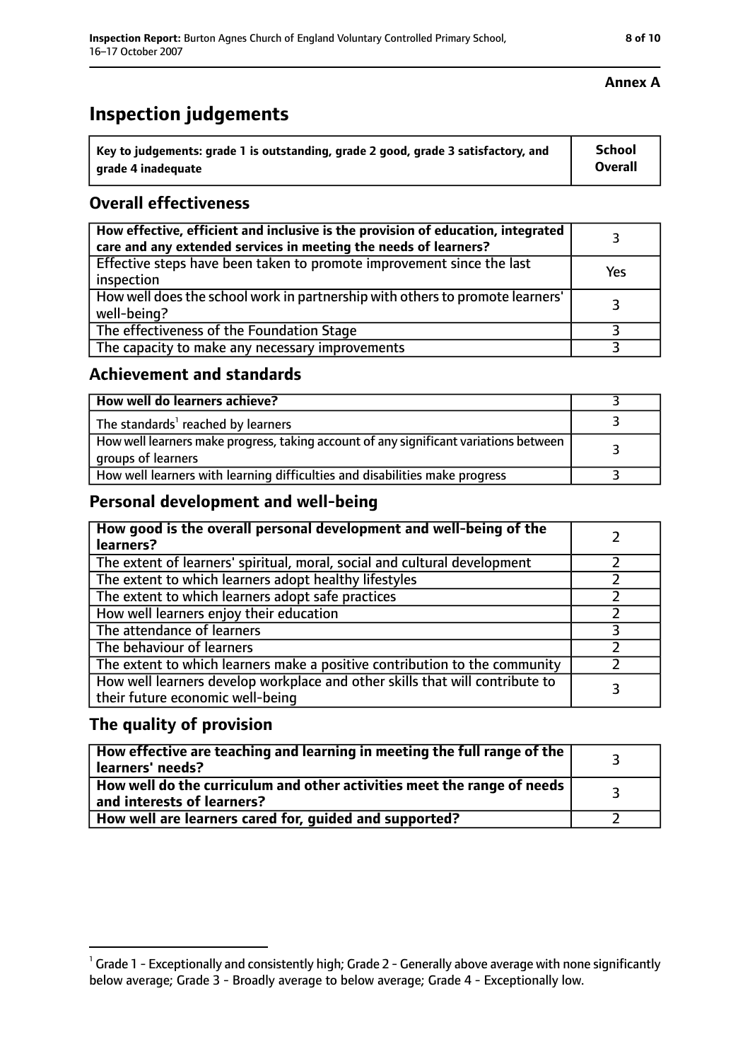**Annex A**

# Inspection judgements

| Key to judgements: grade 1 is outstanding, grade 2 good, grade 3 satisfactory, and grade 4 inadequate | School Overall |
| --- | --- |

## Overall effectiveness

| | |
| --- | --- |
| How effective, efficient and inclusive is the provision of education, integrated care and any extended services in meeting the needs of learners? | 3 |
| Effective steps have been taken to promote improvement since the last inspection | Yes |
| How well does the school work in partnership with others to promote learners' well-being? | 3 |
| The effectiveness of the Foundation Stage | 3 |
| The capacity to make any necessary improvements | 3 |

## Achievement and standards

| | |
| --- | --- |
| **How well do learners achieve?** | 3 |
| The standards[1] reached by learners | 3 |
| How well learners make progress, taking account of any significant variations between groups of learners | 3 |
| How well learners with learning difficulties and disabilities make progress | 3 |

## Personal development and well-being

| | |
| --- | --- |
| **How good is the overall personal development and well-being of the learners?** | 2 |
| The extent of learners' spiritual, moral, social and cultural development | 2 |
| The extent to which learners adopt healthy lifestyles | 2 |
| The extent to which learners adopt safe practices | 2 |
| How well learners enjoy their education | 2 |
| The attendance of learners | 3 |
| The behaviour of learners | 2 |
| The extent to which learners make a positive contribution to the community | 2 |
| How well learners develop workplace and other skills that will contribute to their future economic well-being | 3 |

## The quality of provision

| | |
| --- | --- |
| **How effective are teaching and learning in meeting the full range of the learners' needs?** | 3 |
| **How well do the curriculum and other activities meet the range of needs and interests of learners?** | 3 |
| **How well are learners cared for, guided and supported?** | 2 |

[1] Grade 1 - Exceptionally and consistently high; Grade 2 - Generally above average with none significantly below average; Grade 3 - Broadly average to below average; Grade 4 - Exceptionally low.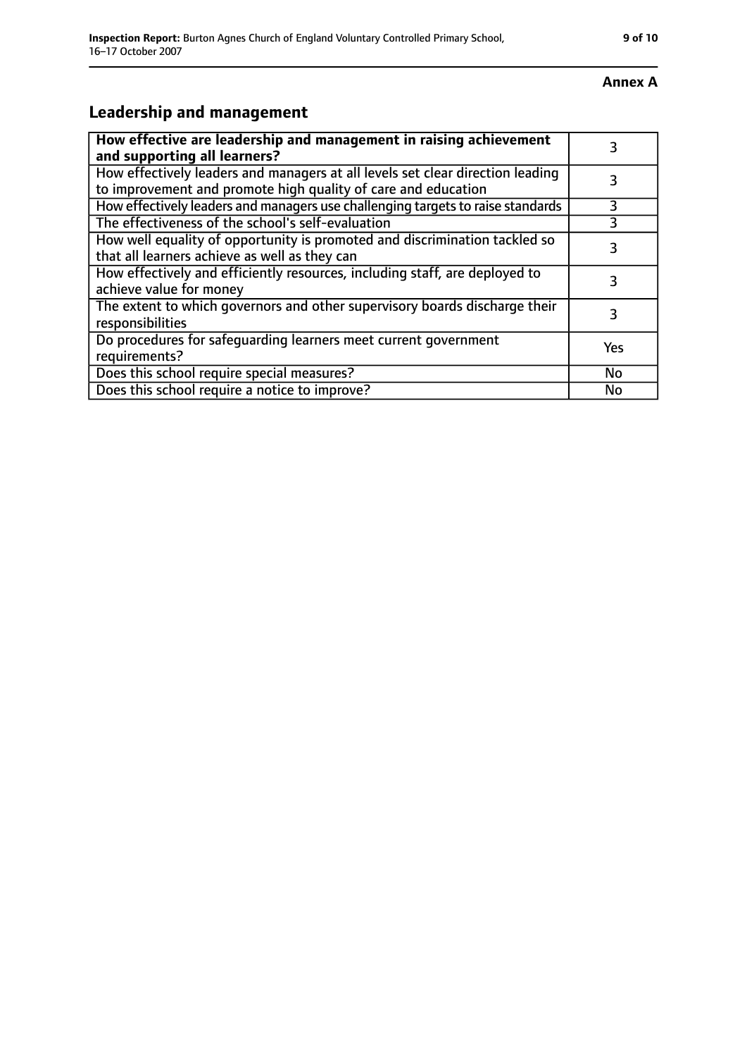**Annex A**

## Leadership and management

| How effective are leadership and management in raising achievement and supporting all learners? | 3 |
|---|---|
| How effectively leaders and managers at all levels set clear direction leading to improvement and promote high quality of care and education | 3 |
| How effectively leaders and managers use challenging targets to raise standards | 3 |
| The effectiveness of the school's self-evaluation | 3 |
| How well equality of opportunity is promoted and discrimination tackled so that all learners achieve as well as they can | 3 |
| How effectively and efficiently resources, including staff, are deployed to achieve value for money | 3 |
| The extent to which governors and other supervisory boards discharge their responsibilities | 3 |
| Do procedures for safeguarding learners meet current government requirements? | Yes |
| Does this school require special measures? | No |
| Does this school require a notice to improve? | No |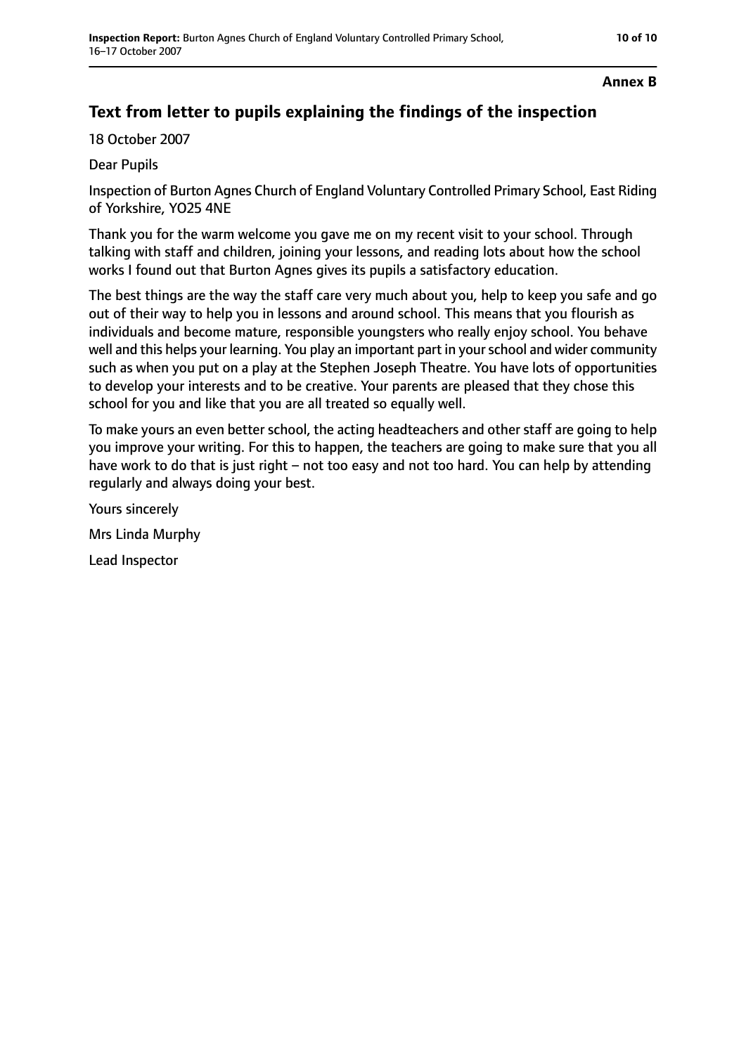**Annex B**

## Text from letter to pupils explaining the findings of the inspection

18 October 2007

Dear Pupils

Inspection of Burton Agnes Church of England Voluntary Controlled Primary School, East Riding of Yorkshire, YO25 4NE

Thank you for the warm welcome you gave me on my recent visit to your school. Through talking with staff and children, joining your lessons, and reading lots about how the school works I found out that Burton Agnes gives its pupils a satisfactory education.

The best things are the way the staff care very much about you, help to keep you safe and go out of their way to help you in lessons and around school. This means that you flourish as individuals and become mature, responsible youngsters who really enjoy school. You behave well and this helps your learning. You play an important part in your school and wider community such as when you put on a play at the Stephen Joseph Theatre. You have lots of opportunities to develop your interests and to be creative. Your parents are pleased that they chose this school for you and like that you are all treated so equally well.

To make yours an even better school, the acting headteachers and other staff are going to help you improve your writing. For this to happen, the teachers are going to make sure that you all have work to do that is just right – not too easy and not too hard. You can help by attending regularly and always doing your best.

Yours sincerely

Mrs Linda Murphy

Lead Inspector